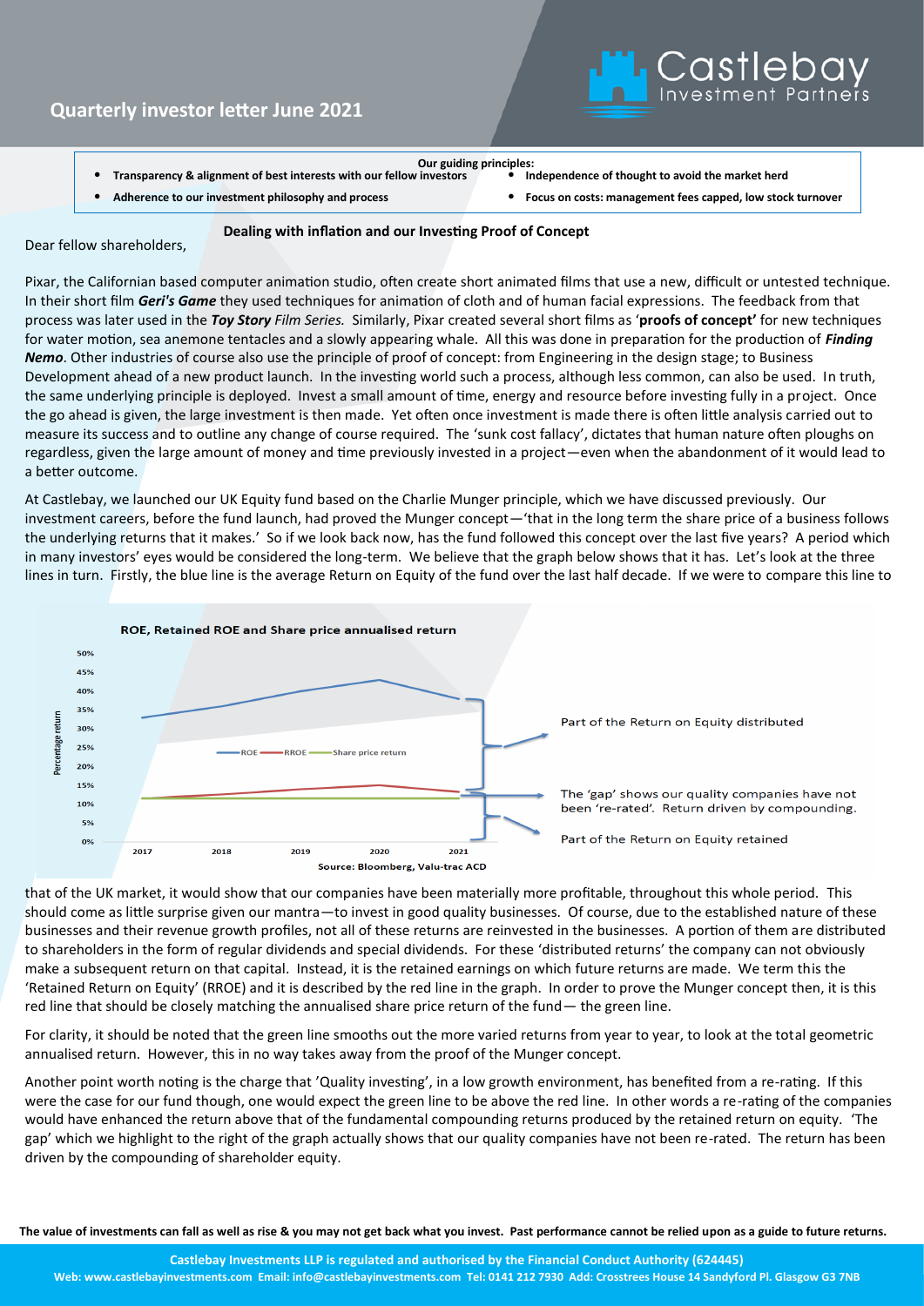# Quarterly investor letter June 2021

**Our guiding principles:**

- **Transparency & alignment of best interests with our fellow investors**
- **Independence of thought to avoid the market herd**
- **Adherence to our investment philosophy and process**
- **Focus on costs: management fees capped, low stock turnover**

## Dealing with inflation and our Investing Proof of Concept

Dear fellow shareholders,

Pixar, the Californian based computer animation studio, often create short animated films that use a new, difficult or untested technique. In their short film ***Geri's Game*** they used techniques for animation of cloth and of human facial expressions. The feedback from that process was later used in the ***Toy Story*** *Film Series.* Similarly, Pixar created several short films as '**proofs of concept'** for new techniques for water motion, sea anemone tentacles and a slowly appearing whale. All this was done in preparation for the production of ***Finding Nemo***. Other industries of course also use the principle of proof of concept: from Engineering in the design stage; to Business Development ahead of a new product launch. In the investing world such a process, although less common, can also be used. In truth, the same underlying principle is deployed. Invest a small amount of time, energy and resource before investing fully in a project. Once the go ahead is given, the large investment is then made. Yet often once investment is made there is often little analysis carried out to measure its success and to outline any change of course required. The 'sunk cost fallacy', dictates that human nature often ploughs on regardless, given the large amount of money and time previously invested in a project—even when the abandonment of it would lead to a better outcome.

At Castlebay, we launched our UK Equity fund based on the Charlie Munger principle, which we have discussed previously. Our investment careers, before the fund launch, had proved the Munger concept—'that in the long term the share price of a business follows the underlying returns that it makes.' So if we look back now, has the fund followed this concept over the last five years? A period which in many investors' eyes would be considered the long-term. We believe that the graph below shows that it has. Let's look at the three lines in turn. Firstly, the blue line is the average Return on Equity of the fund over the last half decade. If we were to compare this line to that of the UK market, it would show that our companies have been materially more profitable, throughout this whole period. This should come as little surprise given our mantra—to invest in good quality businesses. Of course, due to the established nature of these businesses and their revenue growth profiles, not all of these returns are reinvested in the businesses. A portion of them are distributed to shareholders in the form of regular dividends and special dividends. For these 'distributed returns' the company can not obviously make a subsequent return on that capital. Instead, it is the retained earnings on which future returns are made. We term this the 'Retained Return on Equity' (RROE) and it is described by the red line in the graph. In order to prove the Munger concept then, it is this red line that should be closely matching the annualised share price return of the fund— the green line.

**ROE, Retained ROE and Share price annualised return**

Part of the Return on Equity distributed

The 'gap' shows our quality companies have not been 're-rated'. Return driven by compounding.

Part of the Return on Equity retained

**Source: Bloomberg, Valu-trac ACD**

For clarity, it should be noted that the green line smooths out the more varied returns from year to year, to look at the total geometric annualised return. However, this in no way takes away from the proof of the Munger concept.

Another point worth noting is the charge that 'Quality investing', in a low growth environment, has benefited from a re-rating. If this were the case for our fund though, one would expect the green line to be above the red line. In other words a re-rating of the companies would have enhanced the return above that of the fundamental compounding returns produced by the retained return on equity. 'The gap' which we highlight to the right of the graph actually shows that our quality companies have not been re-rated. The return has been driven by the compounding of shareholder equity.

**The value of investments can fall as well as rise & you may not get back what you invest. Past performance cannot be relied upon as a guide to future returns.**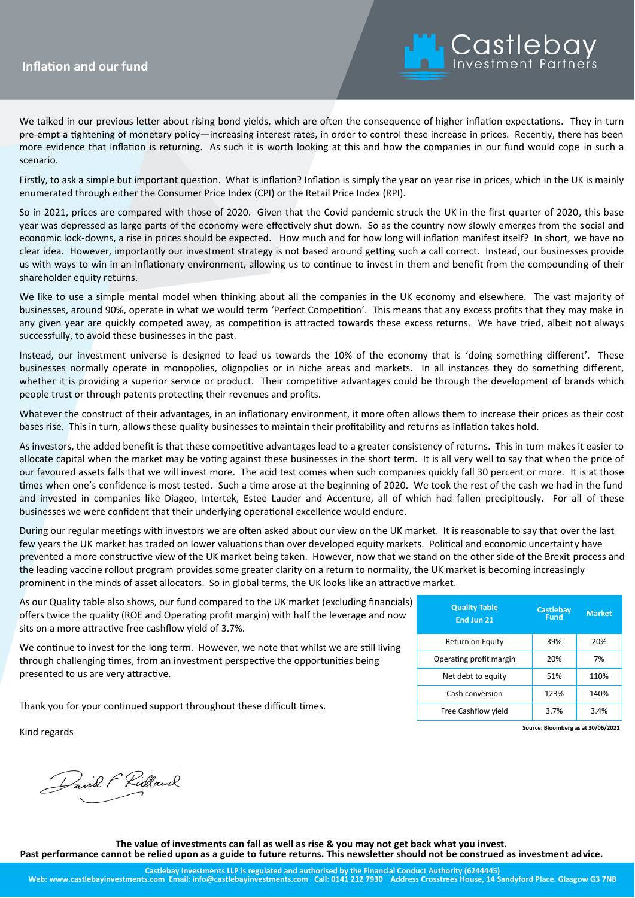# Inflation and our fund

We talked in our previous letter about rising bond yields, which are often the consequence of higher inflation expectations. They in turn pre-empt a tightening of monetary policy—increasing interest rates, in order to control these increase in prices. Recently, there has been more evidence that inflation is returning. As such it is worth looking at this and how the companies in our fund would cope in such a scenario.

Firstly, to ask a simple but important question. What is inflation? Inflation is simply the year on year rise in prices, which in the UK is mainly enumerated through either the Consumer Price Index (CPI) or the Retail Price Index (RPI).

So in 2021, prices are compared with those of 2020. Given that the Covid pandemic struck the UK in the first quarter of 2020, this base year was depressed as large parts of the economy were effectively shut down. So as the country now slowly emerges from the social and economic lock-downs, a rise in prices should be expected. How much and for how long will inflation manifest itself? In short, we have no clear idea. However, importantly our investment strategy is not based around getting such a call correct. Instead, our businesses provide us with ways to win in an inflationary environment, allowing us to continue to invest in them and benefit from the compounding of their shareholder equity returns.

We like to use a simple mental model when thinking about all the companies in the UK economy and elsewhere. The vast majority of businesses, around 90%, operate in what we would term 'Perfect Competition'. This means that any excess profits that they may make in any given year are quickly competed away, as competition is attracted towards these excess returns. We have tried, albeit not always successfully, to avoid these businesses in the past.

Instead, our investment universe is designed to lead us towards the 10% of the economy that is 'doing something different'. These businesses normally operate in monopolies, oligopolies or in niche areas and markets. In all instances they do something different, whether it is providing a superior service or product. Their competitive advantages could be through the development of brands which people trust or through patents protecting their revenues and profits.

Whatever the construct of their advantages, in an inflationary environment, it more often allows them to increase their prices as their cost bases rise. This in turn, allows these quality businesses to maintain their profitability and returns as inflation takes hold.

As investors, the added benefit is that these competitive advantages lead to a greater consistency of returns. This in turn makes it easier to allocate capital when the market may be voting against these businesses in the short term. It is all very well to say that when the price of our favoured assets falls that we will invest more. The acid test comes when such companies quickly fall 30 percent or more. It is at those times when one's confidence is most tested. Such a time arose at the beginning of 2020. We took the rest of the cash we had in the fund and invested in companies like Diageo, Intertek, Estee Lauder and Accenture, all of which had fallen precipitously. For all of these businesses we were confident that their underlying operational excellence would endure.

During our regular meetings with investors we are often asked about our view on the UK market. It is reasonable to say that over the last few years the UK market has traded on lower valuations than over developed equity markets. Political and economic uncertainty have prevented a more constructive view of the UK market being taken. However, now that we stand on the other side of the Brexit process and the leading vaccine rollout program provides some greater clarity on a return to normality, the UK market is becoming increasingly prominent in the minds of asset allocators. So in global terms, the UK looks like an attractive market.

As our Quality table also shows, our fund compared to the UK market (excluding financials) offers twice the quality (ROE and Operating profit margin) with half the leverage and now sits on a more attractive free cashflow yield of 3.7%.

We continue to invest for the long term. However, we note that whilst we are still living through challenging times, from an investment perspective the opportunities being presented to us are very attractive.

Thank you for your continued support throughout these difficult times.

Kind regards

David F Ridland

| Quality Table End Jun 21 | Castlebay Fund | Market |
|---|---|---|
| Return on Equity | 39% | 20% |
| Operating profit margin | 20% | 7% |
| Net debt to equity | 51% | 110% |
| Cash conversion | 123% | 140% |
| Free Cashflow yield | 3.7% | 3.4% |

Source: Bloomberg as at 30/06/2021

**The value of investments can fall as well as rise & you may not get back what you invest. Past performance cannot be relied upon as a guide to future returns. This newsletter should not be construed as investment advice.**

**Castlebay Investments LLP is regulated and authorised by the Financial Conduct Authority (6244445)**
**Web: www.castlebayinvestments.com Email: info@castlebayinvestments.com Call: 0141 212 7930 Address Crosstrees House, 14 Sandyford Place. Glasgow G3 7NB**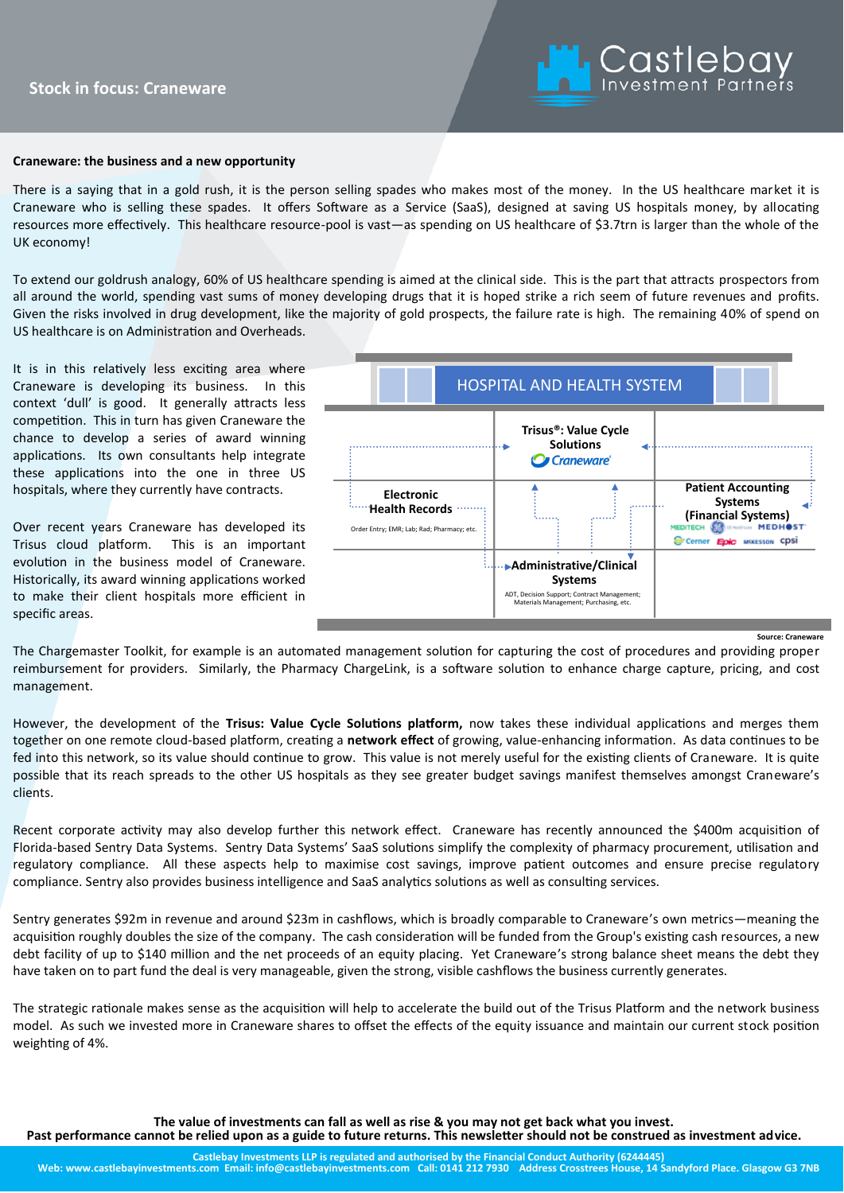## Stock in focus: Craneware

### Craneware: the business and a new opportunity

There is a saying that in a gold rush, it is the person selling spades who makes most of the money. In the US healthcare market it is Craneware who is selling these spades. It offers Software as a Service (SaaS), designed at saving US hospitals money, by allocating resources more effectively. This healthcare resource-pool is vast—as spending on US healthcare of $3.7trn is larger than the whole of the UK economy!

To extend our goldrush analogy, 60% of US healthcare spending is aimed at the clinical side. This is the part that attracts prospectors from all around the world, spending vast sums of money developing drugs that it is hoped strike a rich seem of future revenues and profits. Given the risks involved in drug development, like the majority of gold prospects, the failure rate is high. The remaining 40% of spend on US healthcare is on Administration and Overheads.

It is in this relatively less exciting area where Craneware is developing its business. In this context 'dull' is good. It generally attracts less competition. This in turn has given Craneware the chance to develop a series of award winning applications. Its own consultants help integrate these applications into the one in three US hospitals, where they currently have contracts.

Over recent years Craneware has developed its Trisus cloud platform. This is an important evolution in the business model of Craneware. Historically, its award winning applications worked to make their client hospitals more efficient in specific areas.

HOSPITAL AND HEALTH SYSTEM

Trisus®: Value Cycle Solutions
Craneware

Electronic Health Records
Order Entry; EMR; Lab; Rad; Pharmacy; etc.

Patient Accounting Systems (Financial Systems)
MEDITECH GE MEDHOST Cerner Epic McKESSON cpsi

Administrative/Clinical Systems
ADT, Decision Support; Contract Management; Materials Management; Purchasing, etc.

Source: Craneware

The Chargemaster Toolkit, for example is an automated management solution for capturing the cost of procedures and providing proper reimbursement for providers. Similarly, the Pharmacy ChargeLink, is a software solution to enhance charge capture, pricing, and cost management.

However, the development of the **Trisus: Value Cycle Solutions platform,** now takes these individual applications and merges them together on one remote cloud-based platform, creating a **network effect** of growing, value-enhancing information. As data continues to be fed into this network, so its value should continue to grow. This value is not merely useful for the existing clients of Craneware. It is quite possible that its reach spreads to the other US hospitals as they see greater budget savings manifest themselves amongst Craneware's clients.

Recent corporate activity may also develop further this network effect. Craneware has recently announced the $400m acquisition of Florida-based Sentry Data Systems. Sentry Data Systems' SaaS solutions simplify the complexity of pharmacy procurement, utilisation and regulatory compliance. All these aspects help to maximise cost savings, improve patient outcomes and ensure precise regulatory compliance. Sentry also provides business intelligence and SaaS analytics solutions as well as consulting services.

Sentry generates $92m in revenue and around $23m in cashflows, which is broadly comparable to Craneware's own metrics—meaning the acquisition roughly doubles the size of the company. The cash consideration will be funded from the Group's existing cash resources, a new debt facility of up to $140 million and the net proceeds of an equity placing. Yet Craneware's strong balance sheet means the debt they have taken on to part fund the deal is very manageable, given the strong, visible cashflows the business currently generates.

The strategic rationale makes sense as the acquisition will help to accelerate the build out of the Trisus Platform and the network business model. As such we invested more in Craneware shares to offset the effects of the equity issuance and maintain our current stock position weighting of 4%.

**The value of investments can fall as well as rise & you may not get back what you invest.**
**Past performance cannot be relied upon as a guide to future returns. This newsletter should not be construed as investment advice.**

Castlebay Investments LLP is regulated and authorised by the Financial Conduct Authority (6244445)
Web: www.castlebayinvestments.com Email: info@castlebayinvestments.com Call: 0141 212 7930 Address Crosstrees House, 14 Sandyford Place. Glasgow G3 7NB